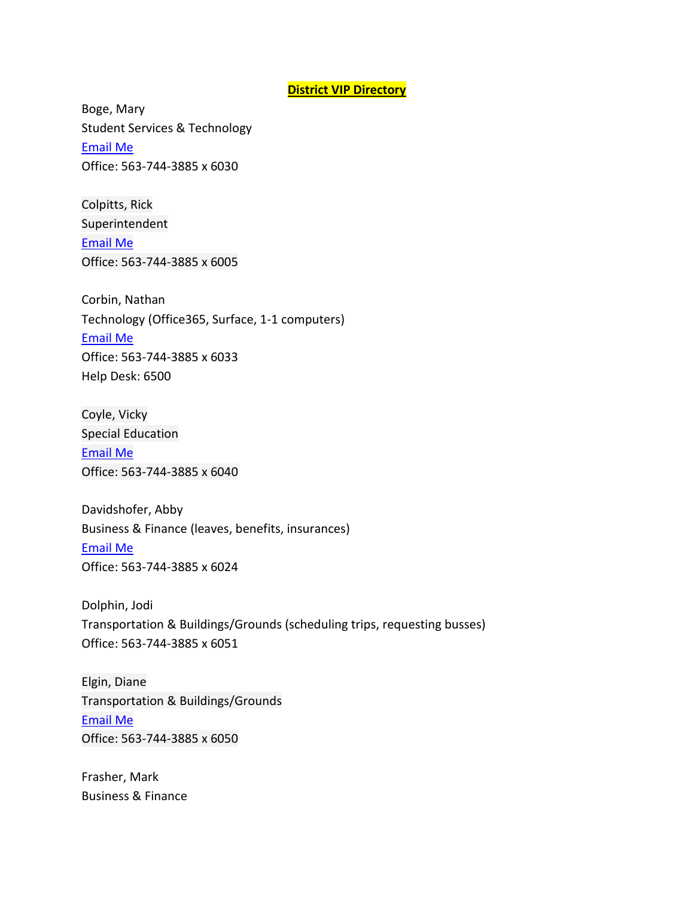**District VIP Directory**

Boge, Mary
Student Services & Technology
[Email Me]
Office: 563-744-3885 x 6030

Colpitts, Rick
Superintendent
[Email Me]
Office: 563-744-3885 x 6005

Corbin, Nathan
Technology (Office365, Surface, 1-1 computers)
[Email Me]
Office: 563-744-3885 x 6033
Help Desk: 6500

Coyle, Vicky
Special Education
[Email Me]
Office: 563-744-3885 x 6040

Davidshofer, Abby
Business & Finance (leaves, benefits, insurances)
[Email Me]
Office: 563-744-3885 x 6024

Dolphin, Jodi
Transportation & Buildings/Grounds (scheduling trips, requesting busses)
Office: 563-744-3885 x 6051

Elgin, Diane
Transportation & Buildings/Grounds
[Email Me]
Office: 563-744-3885 x 6050

Frasher, Mark
Business & Finance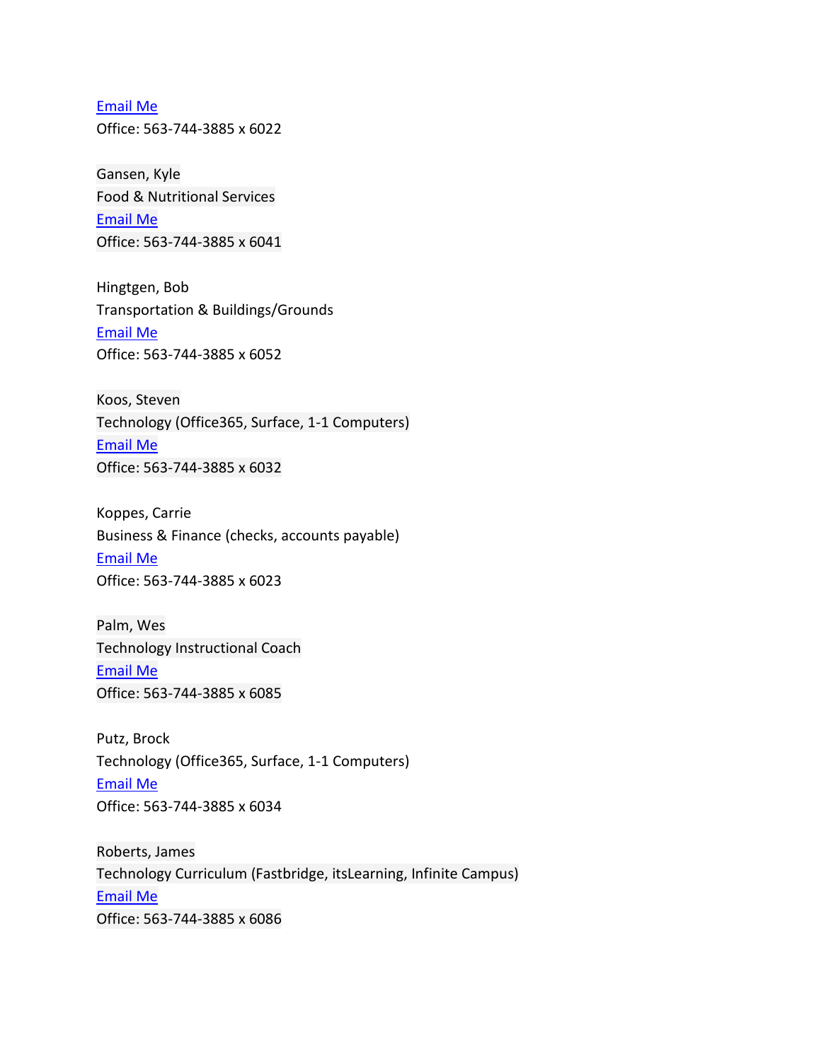Email Me
Office: 563-744-3885 x 6022

Gansen, Kyle
Food & Nutritional Services
Email Me
Office: 563-744-3885 x 6041

Hingtgen, Bob
Transportation & Buildings/Grounds
Email Me
Office: 563-744-3885 x 6052

Koos, Steven
Technology (Office365, Surface, 1-1 Computers)
Email Me
Office: 563-744-3885 x 6032

Koppes, Carrie
Business & Finance (checks, accounts payable)
Email Me
Office: 563-744-3885 x 6023

Palm, Wes
Technology Instructional Coach
Email Me
Office: 563-744-3885 x 6085

Putz, Brock
Technology (Office365, Surface, 1-1 Computers)
Email Me
Office: 563-744-3885 x 6034

Roberts, James
Technology Curriculum (Fastbridge, itsLearning, Infinite Campus)
Email Me
Office: 563-744-3885 x 6086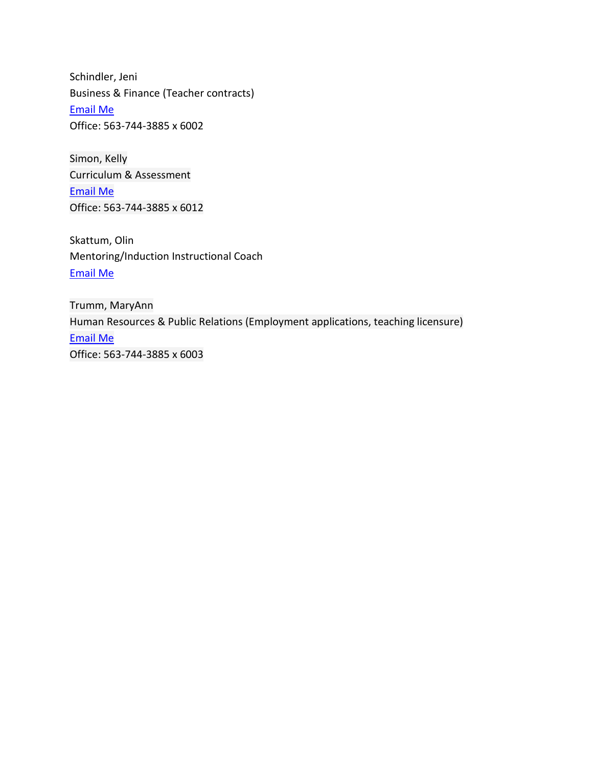Schindler, Jeni
Business & Finance (Teacher contracts)
Email Me
Office: 563-744-3885 x 6002

Simon, Kelly
Curriculum & Assessment
Email Me
Office: 563-744-3885 x 6012

Skattum, Olin
Mentoring/Induction Instructional Coach
Email Me

Trumm, MaryAnn
Human Resources & Public Relations (Employment applications, teaching licensure)
Email Me
Office: 563-744-3885 x 6003